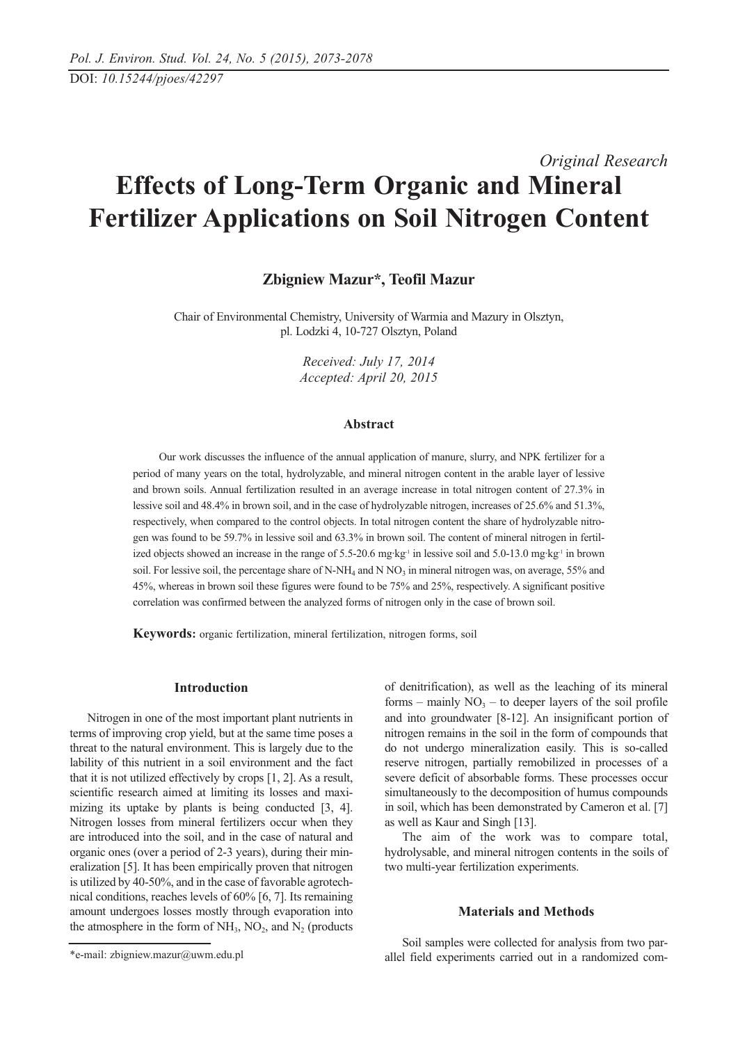DOI: *10.15244/pjoes/42297*

*Original Research*

# Effects of Long-Term Organic and Mineral Fertilizer Applications on Soil Nitrogen Content

**Zbigniew Mazur*, Teofil Mazur**

Chair of Environmental Chemistry, University of Warmia and Mazury in Olsztyn,
pl. Lodzki 4, 10-727 Olsztyn, Poland

*Received: July 17, 2014*
*Accepted: April 20, 2015*

### Abstract

Our work discusses the influence of the annual application of manure, slurry, and NPK fertilizer for a period of many years on the total, hydrolyzable, and mineral nitrogen content in the arable layer of lessive and brown soils. Annual fertilization resulted in an average increase in total nitrogen content of 27.3% in lessive soil and 48.4% in brown soil, and in the case of hydrolyzable nitrogen, increases of 25.6% and 51.3%, respectively, when compared to the control objects. In total nitrogen content the share of hydrolyzable nitrogen was found to be 59.7% in lessive soil and 63.3% in brown soil. The content of mineral nitrogen in fertilized objects showed an increase in the range of 5.5-20.6 $mg \cdot kg^{-1}$ in lessive soil and 5.0-13.0 $mg \cdot kg^{-1}$ in brown soil. For lessive soil, the percentage share of N-$NH_4$ and N $NO_3$ in mineral nitrogen was, on average, 55% and 45%, whereas in brown soil these figures were found to be 75% and 25%, respectively. A significant positive correlation was confirmed between the analyzed forms of nitrogen only in the case of brown soil.

**Keywords:** organic fertilization, mineral fertilization, nitrogen forms, soil

### Introduction

Nitrogen in one of the most important plant nutrients in terms of improving crop yield, but at the same time poses a threat to the natural environment. This is largely due to the lability of this nutrient in a soil environment and the fact that it is not utilized effectively by crops [1, 2]. As a result, scientific research aimed at limiting its losses and maximizing its uptake by plants is being conducted [3, 4]. Nitrogen losses from mineral fertilizers occur when they are introduced into the soil, and in the case of natural and organic ones (over a period of 2-3 years), during their mineralization [5]. It has been empirically proven that nitrogen is utilized by 40-50%, and in the case of favorable agrotechnical conditions, reaches levels of 60% [6, 7]. Its remaining amount undergoes losses mostly through evaporation into the atmosphere in the form of $NH_3$, $NO_2$, and $N_2$ (products of denitrification), as well as the leaching of its mineral forms – mainly $NO_3$ – to deeper layers of the soil profile and into groundwater [8-12]. An insignificant portion of nitrogen remains in the soil in the form of compounds that do not undergo mineralization easily. This is so-called reserve nitrogen, partially remobilized in processes of a severe deficit of absorbable forms. These processes occur simultaneously to the decomposition of humus compounds in soil, which has been demonstrated by Cameron et al. [7] as well as Kaur and Singh [13].

The aim of the work was to compare total, hydrolysable, and mineral nitrogen contents in the soils of two multi-year fertilization experiments.

### Materials and Methods

Soil samples were collected for analysis from two parallel field experiments carried out in a randomized com-

*e-mail: zbigniew.mazur@uwm.edu.pl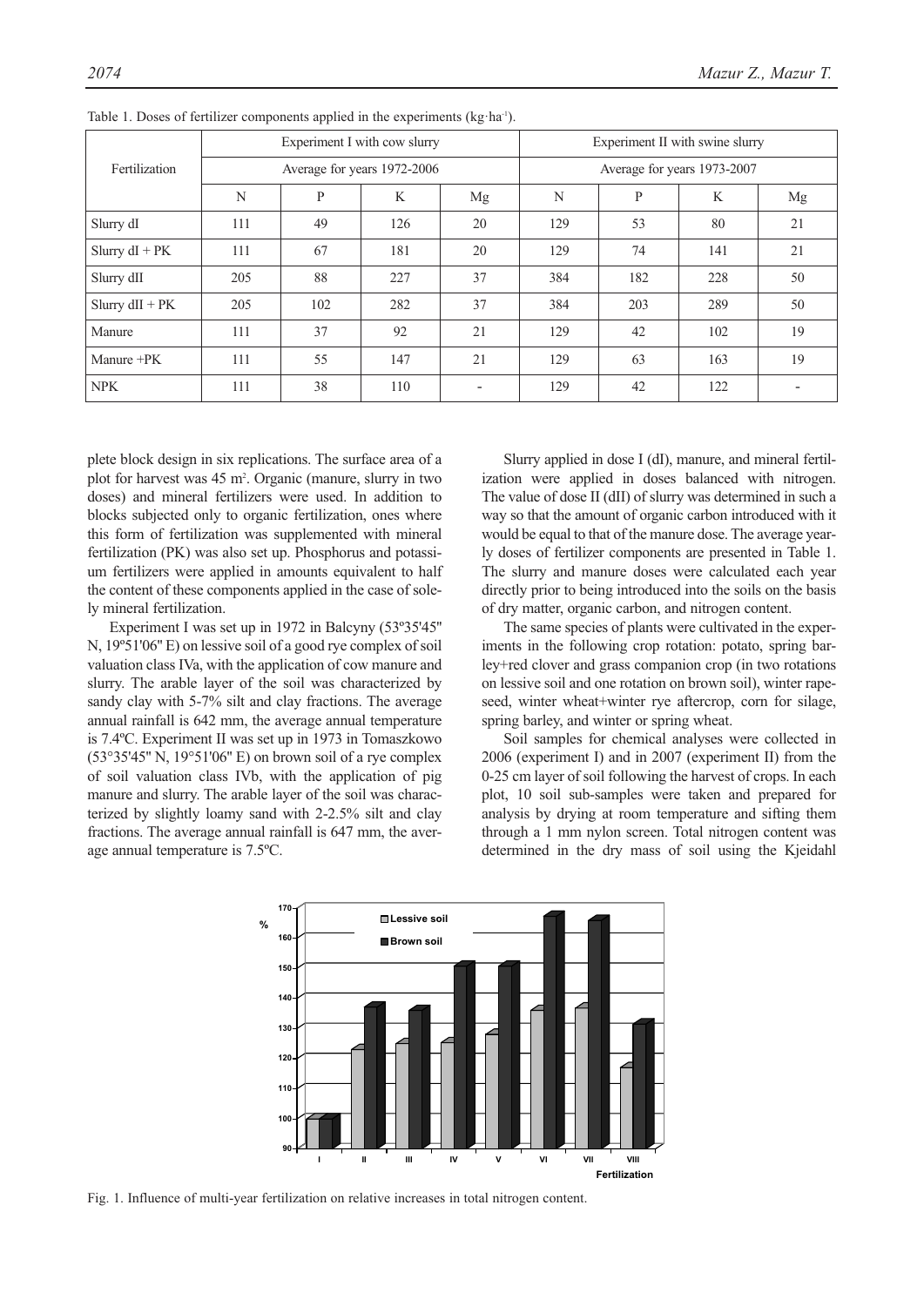Table 1. Doses of fertilizer components applied in the experiments (kg·ha$^{-1}$).

| Fertilization | Experiment I with cow slurry | | | | Experiment II with swine slurry | | | |
|---|---|---|---|---|---|---|---|---|
| | Average for years 1972-2006 | | | | Average for years 1973-2007 | | | |
| | N | P | K | Mg | N | P | K | Mg |
| Slurry dI | 111 | 49 | 126 | 20 | 129 | 53 | 80 | 21 |
| Slurry dI + PK | 111 | 67 | 181 | 20 | 129 | 74 | 141 | 21 |
| Slurry dII | 205 | 88 | 227 | 37 | 384 | 182 | 228 | 50 |
| Slurry dII + PK | 205 | 102 | 282 | 37 | 384 | 203 | 289 | 50 |
| Manure | 111 | 37 | 92 | 21 | 129 | 42 | 102 | 19 |
| Manure +PK | 111 | 55 | 147 | 21 | 129 | 63 | 163 | 19 |
| NPK | 111 | 38 | 110 | - | 129 | 42 | 122 | - |

plete block design in six replications. The surface area of a plot for harvest was 45 m$^2$. Organic (manure, slurry in two doses) and mineral fertilizers were used. In addition to blocks subjected only to organic fertilization, ones where this form of fertilization was supplemented with mineral fertilization (PK) was also set up. Phosphorus and potassium fertilizers were applied in amounts equivalent to half the content of these components applied in the case of solely mineral fertilization.

Experiment I was set up in 1972 in Balcyny (53º35'45" N, 19º51'06" E) on lessive soil of a good rye complex of soil valuation class IVa, with the application of cow manure and slurry. The arable layer of the soil was characterized by sandy clay with 5-7% silt and clay fractions. The average annual rainfall is 642 mm, the average annual temperature is 7.4ºC. Experiment II was set up in 1973 in Tomaszkowo (53°35'45" N, 19°51'06" E) on brown soil of a rye complex of soil valuation class IVb, with the application of pig manure and slurry. The arable layer of the soil was characterized by slightly loamy sand with 2-2.5% silt and clay fractions. The average annual rainfall is 647 mm, the average annual temperature is 7.5ºC.

Slurry applied in dose I (dI), manure, and mineral fertilization were applied in doses balanced with nitrogen. The value of dose II (dII) of slurry was determined in such a way so that the amount of organic carbon introduced with it would be equal to that of the manure dose. The average yearly doses of fertilizer components are presented in Table 1. The slurry and manure doses were calculated each year directly prior to being introduced into the soils on the basis of dry matter, organic carbon, and nitrogen content.

The same species of plants were cultivated in the experiments in the following crop rotation: potato, spring barley+red clover and grass companion crop (in two rotations on lessive soil and one rotation on brown soil), winter rapeseed, winter wheat+winter rye aftercrop, corn for silage, spring barley, and winter or spring wheat.

Soil samples for chemical analyses were collected in 2006 (experiment I) and in 2007 (experiment II) from the 0-25 cm layer of soil following the harvest of crops. In each plot, 10 soil sub-samples were taken and prepared for analysis by drying at room temperature and sifting them through a 1 mm nylon screen. Total nitrogen content was determined in the dry mass of soil using the Kjeidahl

Fig. 1. Influence of multi-year fertilization on relative increases in total nitrogen content.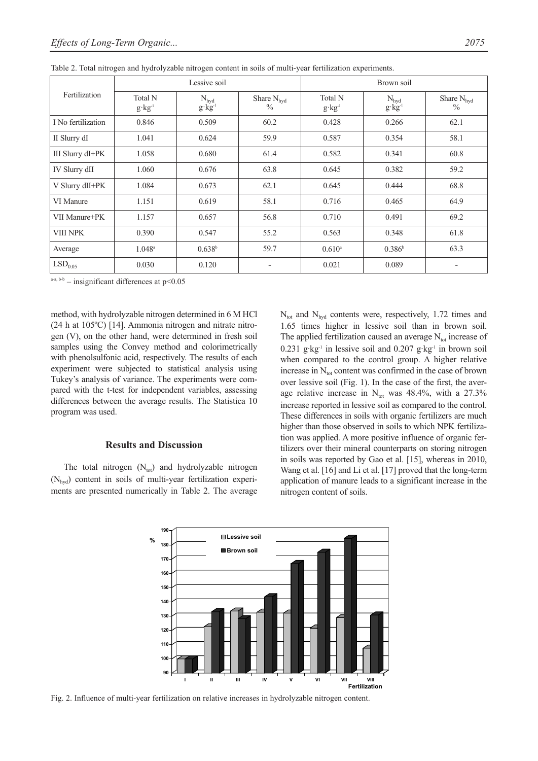Table 2. Total nitrogen and hydrolyzable nitrogen content in soils of multi-year fertilization experiments.

| Fertilization | Lessive soil | | | Brown soil | | |
|---|---|---|---|---|---|---|
| | Total N $g \cdot kg^{-1}$ | $N_{hyd}$ $g \cdot kg^{-1}$ | Share $N_{hyd}$ % | Total N $g \cdot kg^{-1}$ | $N_{hyd}$ $g \cdot kg^{-1}$ | Share $N_{hyd}$ % |
| I No fertilization | 0.846 | 0.509 | 60.2 | 0.428 | 0.266 | 62.1 |
| II Slurry dI | 1.041 | 0.624 | 59.9 | 0.587 | 0.354 | 58.1 |
| III Slurry dI+PK | 1.058 | 0.680 | 61.4 | 0.582 | 0.341 | 60.8 |
| IV Slurry dII | 1.060 | 0.676 | 63.8 | 0.645 | 0.382 | 59.2 |
| V Slurry dII+PK | 1.084 | 0.673 | 62.1 | 0.645 | 0.444 | 68.8 |
| VI Manure | 1.151 | 0.619 | 58.1 | 0.716 | 0.465 | 64.9 |
| VII Manure+PK | 1.157 | 0.657 | 56.8 | 0.710 | 0.491 | 69.2 |
| VIII NPK | 0.390 | 0.547 | 55.2 | 0.563 | 0.348 | 61.8 |
| Average | $1.048^{a}$ | $0.638^{b}$ | 59.7 | $0.610^{a}$ | $0.386^{b}$ | 63.3 |
| $LSD_{0.05}$ | 0.030 | 0.120 | - | 0.021 | 0.089 | - |

[a-a, b-b] – insignificant differences at $p<0.05$

method, with hydrolyzable nitrogen determined in 6 M HCl (24 h at 105ºC) [14]. Ammonia nitrogen and nitrate nitrogen (V), on the other hand, were determined in fresh soil samples using the Convey method and colorimetrically with phenolsulfonic acid, respectively. The results of each experiment were subjected to statistical analysis using Tukey's analysis of variance. The experiments were compared with the t-test for independent variables, assessing differences between the average results. The Statistica 10 program was used.

## Results and Discussion

The total nitrogen ($N_{tot}$) and hydrolyzable nitrogen ($N_{hyd}$) content in soils of multi-year fertilization experiments are presented numerically in Table 2. The average $N_{tot}$ and $N_{hyd}$ contents were, respectively, 1.72 times and 1.65 times higher in lessive soil than in brown soil. The applied fertilization caused an average $N_{tot}$ increase of 0.231 $g \cdot kg^{-1}$ in lessive soil and 0.207 $g \cdot kg^{-1}$ in brown soil when compared to the control group. A higher relative increase in $N_{tot}$ content was confirmed in the case of brown over lessive soil (Fig. 1). In the case of the first, the average relative increase in $N_{tot}$ was 48.4%, with a 27.3% increase reported in lessive soil as compared to the control. These differences in soils with organic fertilizers are much higher than those observed in soils to which NPK fertilization was applied. A more positive influence of organic fertilizers over their mineral counterparts on storing nitrogen in soils was reported by Gao et al. [15], whereas in 2010, Wang et al. [16] and Li et al. [17] proved that the long-term application of manure leads to a significant increase in the nitrogen content of soils.

Fig. 2. Influence of multi-year fertilization on relative increases in hydrolyzable nitrogen content.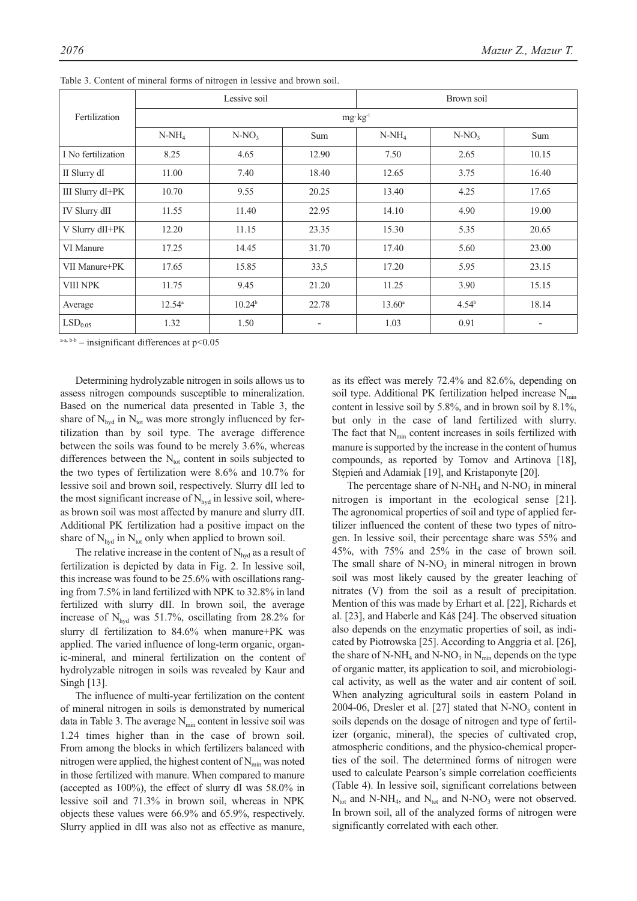Table 3. Content of mineral forms of nitrogen in lessive and brown soil.

| Fertilization | Lessive soil | | | Brown soil | | |
|---|---|---|---|---|---|---|
| | $mg \cdot kg^{-1}$ | | | | | |
| | $N\text{-}NH_4$ | $N\text{-}NO_3$ | Sum | $N\text{-}NH_4$ | $N\text{-}NO_3$ | Sum |
| I No fertilization | 8.25 | 4.65 | 12.90 | 7.50 | 2.65 | 10.15 |
| II Slurry dI | 11.00 | 7.40 | 18.40 | 12.65 | 3.75 | 16.40 |
| III Slurry dI+PK | 10.70 | 9.55 | 20.25 | 13.40 | 4.25 | 17.65 |
| IV Slurry dII | 11.55 | 11.40 | 22.95 | 14.10 | 4.90 | 19.00 |
| V Slurry dII+PK | 12.20 | 11.15 | 23.35 | 15.30 | 5.35 | 20.65 |
| VI Manure | 17.25 | 14.45 | 31.70 | 17.40 | 5.60 | 23.00 |
| VII Manure+PK | 17.65 | 15.85 | 33,5 | 17.20 | 5.95 | 23.15 |
| VIII NPK | 11.75 | 9.45 | 21.20 | 11.25 | 3.90 | 15.15 |
| Average | $12.54^{a}$ | $10.24^{b}$ | 22.78 | $13.60^{a}$ | $4.54^{b}$ | 18.14 |
| $LSD_{0.05}$ | 1.32 | 1.50 | - | 1.03 | 0.91 | - |

$^{a\text{-}a,\ b\text{-}b}$ – insignificant differences at $p<0.05$

Determining hydrolyzable nitrogen in soils allows us to assess nitrogen compounds susceptible to mineralization. Based on the numerical data presented in Table 3, the share of $N_{hyd}$ in $N_{tot}$ was more strongly influenced by fertilization than by soil type. The average difference between the soils was found to be merely 3.6%, whereas differences between the $N_{tot}$ content in soils subjected to the two types of fertilization were 8.6% and 10.7% for lessive soil and brown soil, respectively. Slurry dII led to the most significant increase of $N_{hyd}$ in lessive soil, whereas brown soil was most affected by manure and slurry dII. Additional PK fertilization had a positive impact on the share of $N_{hyd}$ in $N_{tot}$ only when applied to brown soil.

The relative increase in the content of $N_{hyd}$ as a result of fertilization is depicted by data in Fig. 2. In lessive soil, this increase was found to be 25.6% with oscillations ranging from 7.5% in land fertilized with NPK to 32.8% in land fertilized with slurry dII. In brown soil, the average increase of $N_{hyd}$ was 51.7%, oscillating from 28.2% for slurry dI fertilization to 84.6% when manure+PK was applied. The varied influence of long-term organic, organic-mineral, and mineral fertilization on the content of hydrolyzable nitrogen in soils was revealed by Kaur and Singh [13].

The influence of multi-year fertilization on the content of mineral nitrogen in soils is demonstrated by numerical data in Table 3. The average $N_{min}$ content in lessive soil was 1.24 times higher than in the case of brown soil. From among the blocks in which fertilizers balanced with nitrogen were applied, the highest content of $N_{min}$ was noted in those fertilized with manure. When compared to manure (accepted as 100%), the effect of slurry dI was 58.0% in lessive soil and 71.3% in brown soil, whereas in NPK objects these values were 66.9% and 65.9%, respectively. Slurry applied in dII was also not as effective as manure, as its effect was merely 72.4% and 82.6%, depending on soil type. Additional PK fertilization helped increase $N_{min}$ content in lessive soil by 5.8%, and in brown soil by 8.1%, but only in the case of land fertilized with slurry. The fact that $N_{min}$ content increases in soils fertilized with manure is supported by the increase in the content of humus compounds, as reported by Tomov and Artinova [18], Stępień and Adamiak [19], and Kristaponyte [20].

The percentage share of $N\text{-}NH_4$ and $N\text{-}NO_3$ in mineral nitrogen is important in the ecological sense [21]. The agronomical properties of soil and type of applied fertilizer influenced the content of these two types of nitrogen. In lessive soil, their percentage share was 55% and 45%, with 75% and 25% in the case of brown soil. The small share of $N\text{-}NO_3$ in mineral nitrogen in brown soil was most likely caused by the greater leaching of nitrates (V) from the soil as a result of precipitation. Mention of this was made by Erhart et al. [22], Richards et al. [23], and Haberle and Káš [24]. The observed situation also depends on the enzymatic properties of soil, as indicated by Piotrowska [25]. According to Anggria et al. [26], the share of $N\text{-}NH_4$ and $N\text{-}NO_3$ in $N_{min}$ depends on the type of organic matter, its application to soil, and microbiological activity, as well as the water and air content of soil. When analyzing agricultural soils in eastern Poland in 2004-06, Dresler et al. [27] stated that $N\text{-}NO_3$ content in soils depends on the dosage of nitrogen and type of fertilizer (organic, mineral), the species of cultivated crop, atmospheric conditions, and the physico-chemical properties of the soil. The determined forms of nitrogen were used to calculate Pearson's simple correlation coefficients (Table 4). In lessive soil, significant correlations between $N_{tot}$ and $N\text{-}NH_4$, and $N_{tot}$ and $N\text{-}NO_3$ were not observed. In brown soil, all of the analyzed forms of nitrogen were significantly correlated with each other.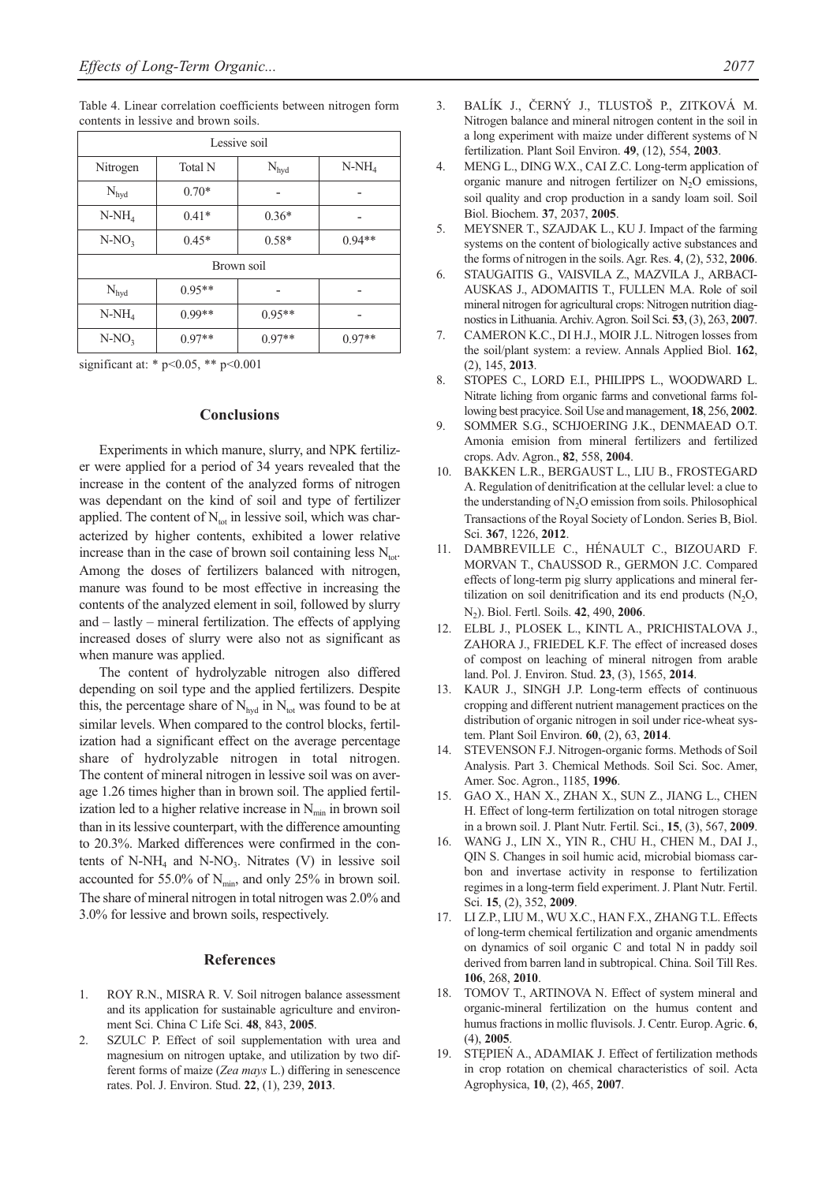Table 4. Linear correlation coefficients between nitrogen form contents in lessive and brown soils.

| Lessive soil | | | |
|---|---|---|---|
| Nitrogen | Total N | $N_{hyd}$ | $N\text{-}NH_4$ |
| $N_{hyd}$ | 0.70* | - | - |
| $N\text{-}NH_4$ | 0.41* | 0.36* | - |
| $N\text{-}NO_3$ | 0.45* | 0.58* | 0.94** |
| Brown soil | | | |
| $N_{hyd}$ | 0.95** | - | - |
| $N\text{-}NH_4$ | 0.99** | 0.95** | - |
| $N\text{-}NO_3$ | 0.97** | 0.97** | 0.97** |

significant at: * $p<0.05$, ** $p<0.001$

## Conclusions

Experiments in which manure, slurry, and NPK fertilizer were applied for a period of 34 years revealed that the increase in the content of the analyzed forms of nitrogen was dependant on the kind of soil and type of fertilizer applied. The content of $N_{tot}$ in lessive soil, which was characterized by higher contents, exhibited a lower relative increase than in the case of brown soil containing less $N_{tot}$. Among the doses of fertilizers balanced with nitrogen, manure was found to be most effective in increasing the contents of the analyzed element in soil, followed by slurry and – lastly – mineral fertilization. The effects of applying increased doses of slurry were also not as significant as when manure was applied.

The content of hydrolyzable nitrogen also differed depending on soil type and the applied fertilizers. Despite this, the percentage share of $N_{hyd}$ in $N_{tot}$ was found to be at similar levels. When compared to the control blocks, fertilization had a significant effect on the average percentage share of hydrolyzable nitrogen in total nitrogen. The content of mineral nitrogen in lessive soil was on average 1.26 times higher than in brown soil. The applied fertilization led to a higher relative increase in $N_{min}$ in brown soil than in its lessive counterpart, with the difference amounting to 20.3%. Marked differences were confirmed in the contents of $N\text{-}NH_4$ and $N\text{-}NO_3$. Nitrates (V) in lessive soil accounted for 55.0% of $N_{min}$, and only 25% in brown soil. The share of mineral nitrogen in total nitrogen was 2.0% and 3.0% for lessive and brown soils, respectively.

## References

1. ROY R.N., MISRA R. V. Soil nitrogen balance assessment and its application for sustainable agriculture and environment Sci. China C Life Sci. **48**, 843, **2005**.
2. SZULC P. Effect of soil supplementation with urea and magnesium on nitrogen uptake, and utilization by two different forms of maize (*Zea mays* L.) differing in senescence rates. Pol. J. Environ. Stud. **22**, (1), 239, **2013**.
3. BALÍK J., ČERNÝ J., TLUSTOŠ P., ZITKOVÁ M. Nitrogen balance and mineral nitrogen content in the soil in a long experiment with maize under different systems of N fertilization. Plant Soil Environ. **49**, (12), 554, **2003**.
4. MENG L., DING W.X., CAI Z.C. Long-term application of organic manure and nitrogen fertilizer on $N_2O$ emissions, soil quality and crop production in a sandy loam soil. Soil Biol. Biochem. **37**, 2037, **2005**.
5. MEYSNER T., SZAJDAK L., KU J. Impact of the farming systems on the content of biologically active substances and the forms of nitrogen in the soils. Agr. Res. **4**, (2), 532, **2006**.
6. STAUGAITIS G., VAISVILA Z., MAZVILA J., ARBACIAUSKAS J., ADOMAITIS T., FULLEN M.A. Role of soil mineral nitrogen for agricultural crops: Nitrogen nutrition diagnostics in Lithuania. Archiv. Agron. Soil Sci. **53**, (3), 263, **2007**.
7. CAMERON K.C., DI H.J., MOIR J.L. Nitrogen losses from the soil/plant system: a review. Annals Applied Biol. **162**, (2), 145, **2013**.
8. STOPES C., LORD E.I., PHILIPPS L., WOODWARD L. Nitrate liching from organic farms and convetional farms following best pracyice. Soil Use and management, **18**, 256, **2002**.
9. SOMMER S.G., SCHJOERING J.K., DENMAEAD O.T. Amonia emision from mineral fertilizers and fertilized crops. Adv. Agron., **82**, 558, **2004**.
10. BAKKEN L.R., BERGAUST L., LIU B., FROSTEGARD A. Regulation of denitrification at the cellular level: a clue to the understanding of $N_2O$ emission from soils. Philosophical Transactions of the Royal Society of London. Series B, Biol. Sci. **367**, 1226, **2012**.
11. DAMBREVILLE C., HÉNAULT C., BIZOUARD F. MORVAN T., ChAUSSOD R., GERMON J.C. Compared effects of long-term pig slurry applications and mineral fertilization on soil denitrification and its end products ($N_2O$, $N_2$). Biol. Fertl. Soils. **42**, 490, **2006**.
12. ELBL J., PLOSEK L., KINTL A., PRICHISTALOVA J., ZAHORA J., FRIEDEL K.F. The effect of increased doses of compost on leaching of mineral nitrogen from arable land. Pol. J. Environ. Stud. **23**, (3), 1565, **2014**.
13. KAUR J., SINGH J.P. Long-term effects of continuous cropping and different nutrient management practices on the distribution of organic nitrogen in soil under rice-wheat system. Plant Soil Environ. **60**, (2), 63, **2014**.
14. STEVENSON F.J. Nitrogen-organic forms. Methods of Soil Analysis. Part 3. Chemical Methods. Soil Sci. Soc. Amer, Amer. Soc. Agron., 1185, **1996**.
15. GAO X., HAN X., ZHAN X., SUN Z., JIANG L., CHEN H. Effect of long-term fertilization on total nitrogen storage in a brown soil. J. Plant Nutr. Fertil. Sci., **15**, (3), 567, **2009**.
16. WANG J., LIN X., YIN R., CHU H., CHEN M., DAI J., QIN S. Changes in soil humic acid, microbial biomass carbon and invertase activity in response to fertilization regimes in a long-term field experiment. J. Plant Nutr. Fertil. Sci. **15**, (2), 352, **2009**.
17. LI Z.P., LIU M., WU X.C., HAN F.X., ZHANG T.L. Effects of long-term chemical fertilization and organic amendments on dynamics of soil organic C and total N in paddy soil derived from barren land in subtropical. China. Soil Till Res. **106**, 268, **2010**.
18. TOMOV T., ARTINOVA N. Effect of system mineral and organic-mineral fertilization on the humus content and humus fractions in mollic fluvisols. J. Centr. Europ. Agric. **6**, (4), **2005**.
19. STĘPIEŃ A., ADAMIAK J. Effect of fertilization methods in crop rotation on chemical characteristics of soil. Acta Agrophysica, **10**, (2), 465, **2007**.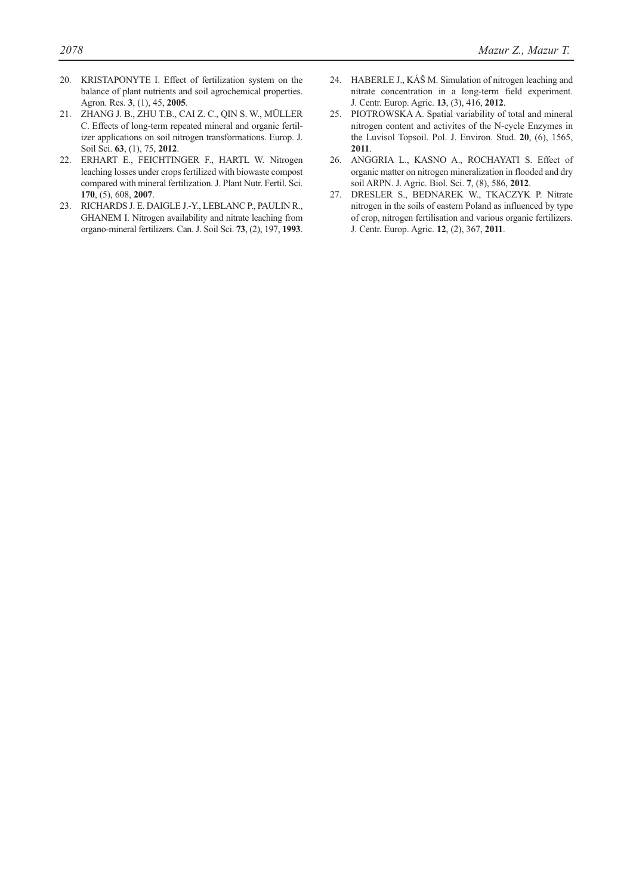20. KRISTAPONYTE I. Effect of fertilization system on the balance of plant nutrients and soil agrochemical properties. Agron. Res. **3**, (1), 45, **2005**.
21. ZHANG J. B., ZHU T.B., CAI Z. C., QIN S. W., MÜLLER C. Effects of long-term repeated mineral and organic fertilizer applications on soil nitrogen transformations. Europ. J. Soil Sci. **63**, (1), 75, **2012**.
22. ERHART E., FEICHTINGER F., HARTL W. Nitrogen leaching losses under crops fertilized with biowaste compost compared with mineral fertilization. J. Plant Nutr. Fertil. Sci. **170**, (5), 608, **2007**.
23. RICHARDS J. E. DAIGLE J.-Y., LEBLANC P., PAULIN R., GHANEM I. Nitrogen availability and nitrate leaching from organo-mineral fertilizers. Can. J. Soil Sci. **73**, (2), 197, **1993**.
24. HABERLE J., KÁŠ M. Simulation of nitrogen leaching and nitrate concentration in a long-term field experiment. J. Centr. Europ. Agric. **13**, (3), 416, **2012**.
25. PIOTROWSKA A. Spatial variability of total and mineral nitrogen content and activites of the N-cycle Enzymes in the Luvisol Topsoil. Pol. J. Environ. Stud. **20**, (6), 1565, **2011**.
26. ANGGRIA L., KASNO A., ROCHAYATI S. Effect of organic matter on nitrogen mineralization in flooded and dry soil ARPN. J. Agric. Biol. Sci. **7**, (8), 586, **2012**.
27. DRESLER S., BEDNAREK W., TKACZYK P. Nitrate nitrogen in the soils of eastern Poland as influenced by type of crop, nitrogen fertilisation and various organic fertilizers. J. Centr. Europ. Agric. **12**, (2), 367, **2011**.